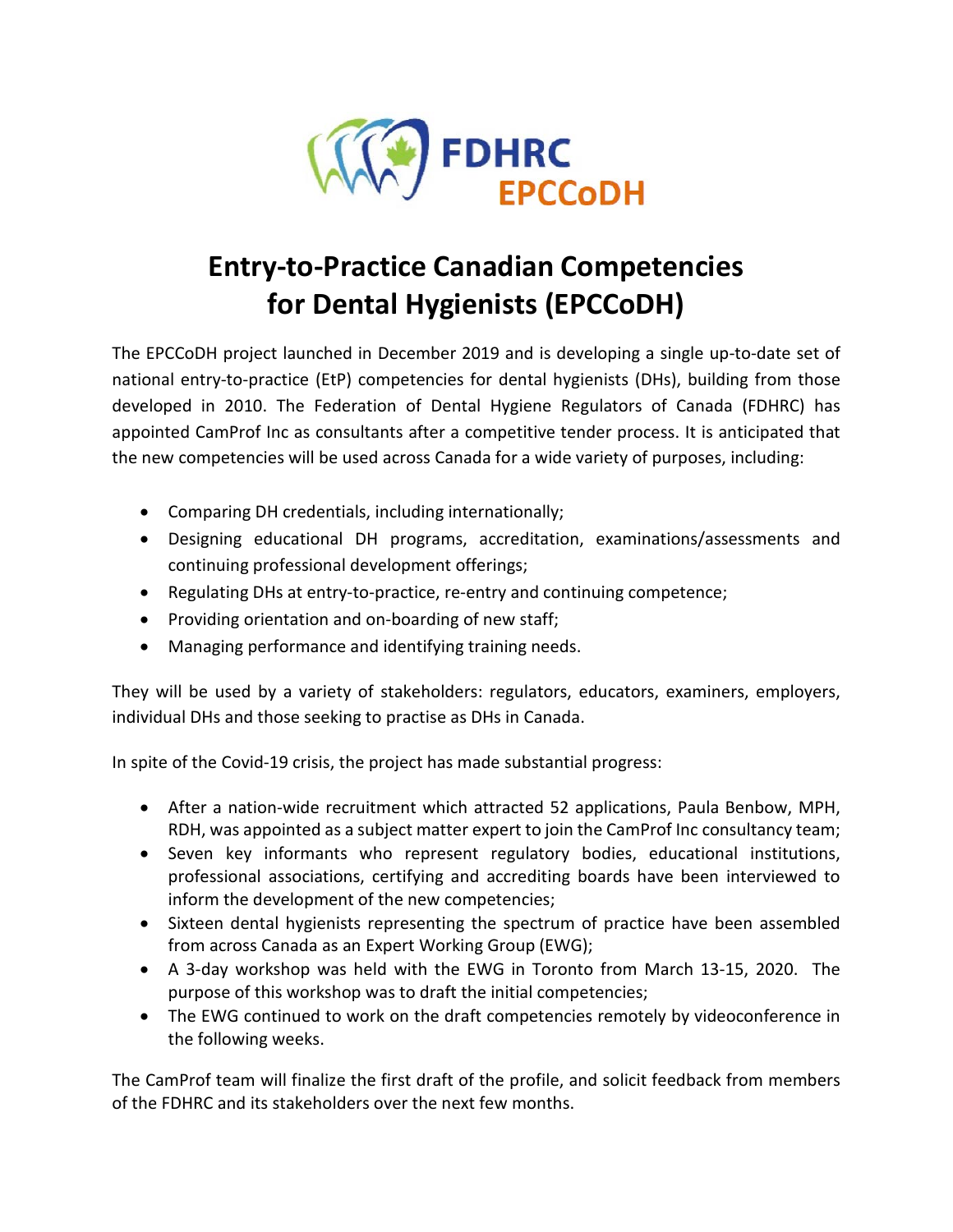FDHRC
EPCCoDH

# Entry-to-Practice Canadian Competencies for Dental Hygienists (EPCCoDH)

The EPCCoDH project launched in December 2019 and is developing a single up-to-date set of national entry-to-practice (EtP) competencies for dental hygienists (DHs), building from those developed in 2010. The Federation of Dental Hygiene Regulators of Canada (FDHRC) has appointed CamProf Inc as consultants after a competitive tender process. It is anticipated that the new competencies will be used across Canada for a wide variety of purposes, including:

- Comparing DH credentials, including internationally;
- Designing educational DH programs, accreditation, examinations/assessments and continuing professional development offerings;
- Regulating DHs at entry-to-practice, re-entry and continuing competence;
- Providing orientation and on-boarding of new staff;
- Managing performance and identifying training needs.

They will be used by a variety of stakeholders: regulators, educators, examiners, employers, individual DHs and those seeking to practise as DHs in Canada.

In spite of the Covid-19 crisis, the project has made substantial progress:

- After a nation-wide recruitment which attracted 52 applications, Paula Benbow, MPH, RDH, was appointed as a subject matter expert to join the CamProf Inc consultancy team;
- Seven key informants who represent regulatory bodies, educational institutions, professional associations, certifying and accrediting boards have been interviewed to inform the development of the new competencies;
- Sixteen dental hygienists representing the spectrum of practice have been assembled from across Canada as an Expert Working Group (EWG);
- A 3-day workshop was held with the EWG in Toronto from March 13-15, 2020. The purpose of this workshop was to draft the initial competencies;
- The EWG continued to work on the draft competencies remotely by videoconference in the following weeks.

The CamProf team will finalize the first draft of the profile, and solicit feedback from members of the FDHRC and its stakeholders over the next few months.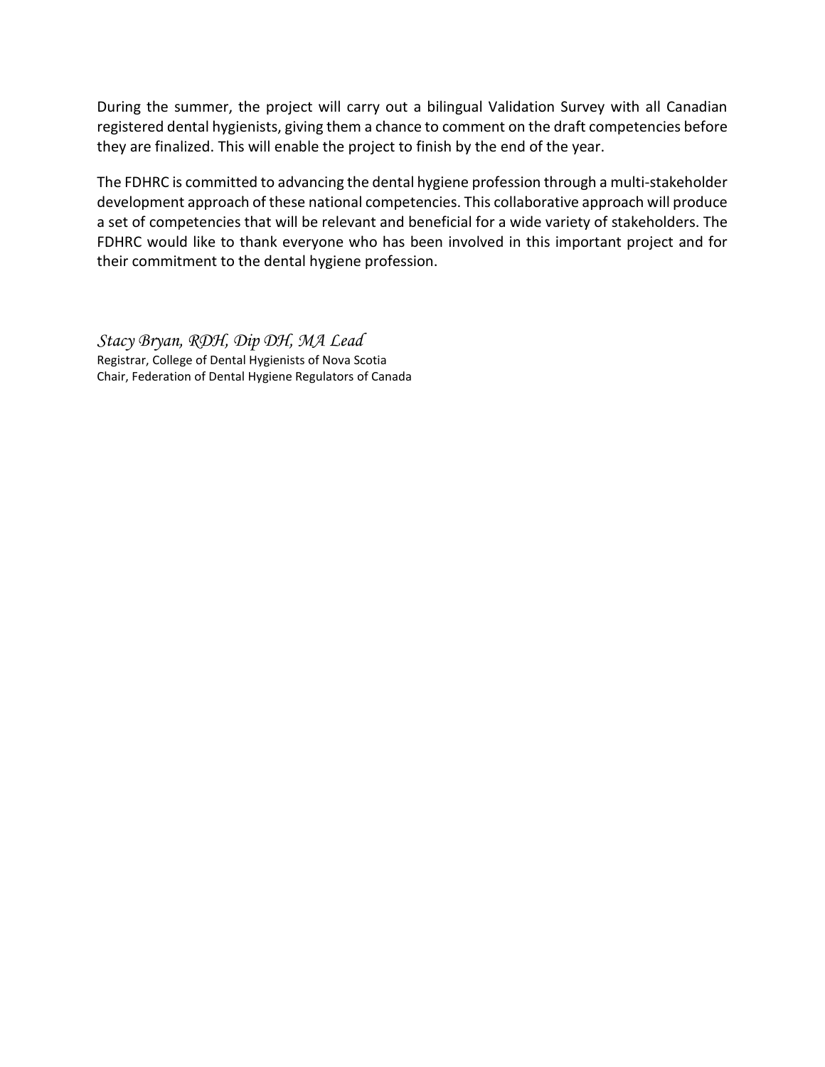During the summer, the project will carry out a bilingual Validation Survey with all Canadian registered dental hygienists, giving them a chance to comment on the draft competencies before they are finalized. This will enable the project to finish by the end of the year.

The FDHRC is committed to advancing the dental hygiene profession through a multi-stakeholder development approach of these national competencies. This collaborative approach will produce a set of competencies that will be relevant and beneficial for a wide variety of stakeholders. The FDHRC would like to thank everyone who has been involved in this important project and for their commitment to the dental hygiene profession.

*Stacy Bryan, RDH, Dip DH, MA Lead*
Registrar, College of Dental Hygienists of Nova Scotia
Chair, Federation of Dental Hygiene Regulators of Canada